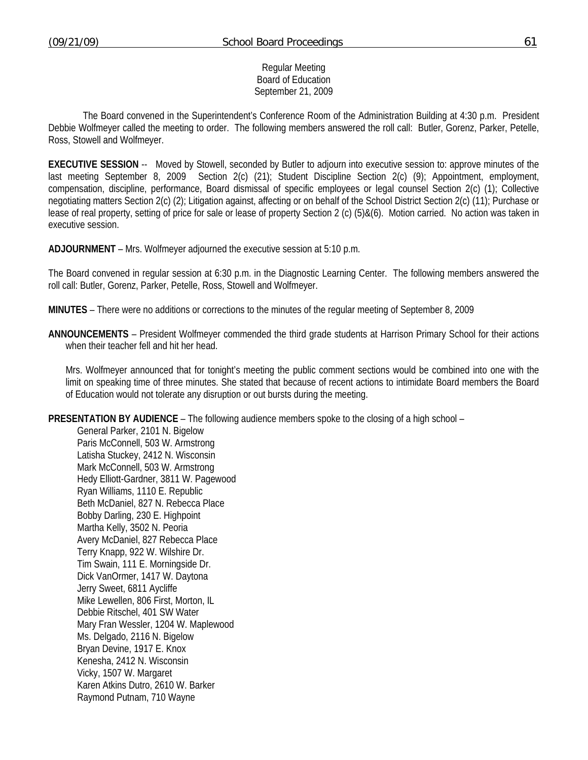Regular Meeting
Board of Education
September 21, 2009

The Board convened in the Superintendent's Conference Room of the Administration Building at 4:30 p.m. President Debbie Wolfmeyer called the meeting to order. The following members answered the roll call: Butler, Gorenz, Parker, Petelle, Ross, Stowell and Wolfmeyer.

**EXECUTIVE SESSION** -- Moved by Stowell, seconded by Butler to adjourn into executive session to: approve minutes of the last meeting September 8, 2009 Section 2(c) (21); Student Discipline Section 2(c) (9); Appointment, employment, compensation, discipline, performance, Board dismissal of specific employees or legal counsel Section 2(c) (1); Collective negotiating matters Section 2(c) (2); Litigation against, affecting or on behalf of the School District Section 2(c) (11); Purchase or lease of real property, setting of price for sale or lease of property Section 2 (c) (5)&(6). Motion carried. No action was taken in executive session.

**ADJOURNMENT** – Mrs. Wolfmeyer adjourned the executive session at 5:10 p.m.

The Board convened in regular session at 6:30 p.m. in the Diagnostic Learning Center. The following members answered the roll call: Butler, Gorenz, Parker, Petelle, Ross, Stowell and Wolfmeyer.

**MINUTES** – There were no additions or corrections to the minutes of the regular meeting of September 8, 2009

**ANNOUNCEMENTS** – President Wolfmeyer commended the third grade students at Harrison Primary School for their actions when their teacher fell and hit her head.

Mrs. Wolfmeyer announced that for tonight's meeting the public comment sections would be combined into one with the limit on speaking time of three minutes. She stated that because of recent actions to intimidate Board members the Board of Education would not tolerate any disruption or out bursts during the meeting.

**PRESENTATION BY AUDIENCE** – The following audience members spoke to the closing of a high school –

General Parker, 2101 N. Bigelow
Paris McConnell, 503 W. Armstrong
Latisha Stuckey, 2412 N. Wisconsin
Mark McConnell, 503 W. Armstrong
Hedy Elliott-Gardner, 3811 W. Pagewood
Ryan Williams, 1110 E. Republic
Beth McDaniel, 827 N. Rebecca Place
Bobby Darling, 230 E. Highpoint
Martha Kelly, 3502 N. Peoria
Avery McDaniel, 827 Rebecca Place
Terry Knapp, 922 W. Wilshire Dr.
Tim Swain, 111 E. Morningside Dr.
Dick VanOrmer, 1417 W. Daytona
Jerry Sweet, 6811 Aycliffe
Mike Lewellen, 806 First, Morton, IL
Debbie Ritschel, 401 SW Water
Mary Fran Wessler, 1204 W. Maplewood
Ms. Delgado, 2116 N. Bigelow
Bryan Devine, 1917 E. Knox
Kenesha, 2412 N. Wisconsin
Vicky, 1507 W. Margaret
Karen Atkins Dutro, 2610 W. Barker
Raymond Putnam, 710 Wayne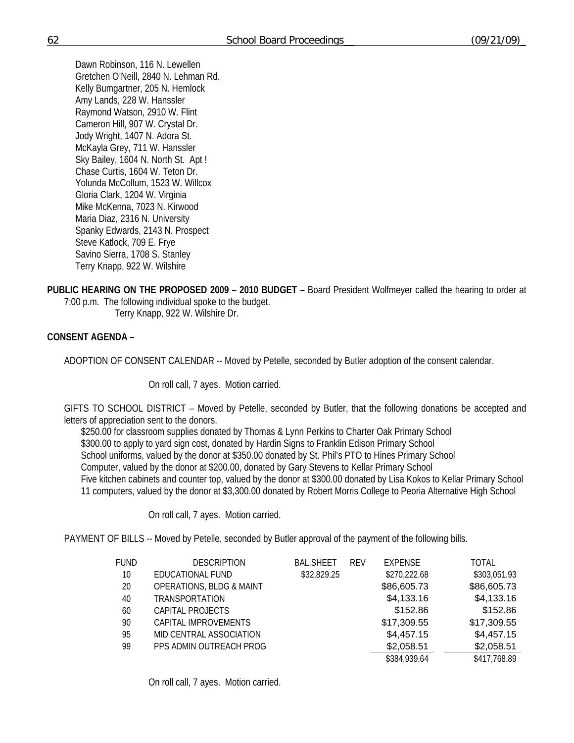Dawn Robinson, 116 N. Lewellen
Gretchen O'Neill, 2840 N. Lehman Rd.
Kelly Bumgartner, 205 N. Hemlock
Amy Lands, 228 W. Hanssler
Raymond Watson, 2910 W. Flint
Cameron Hill, 907 W. Crystal Dr.
Jody Wright, 1407 N. Adora St.
McKayla Grey, 711 W. Hanssler
Sky Bailey, 1604 N. North St. Apt !
Chase Curtis, 1604 W. Teton Dr.
Yolunda McCollum, 1523 W. Willcox
Gloria Clark, 1204 W. Virginia
Mike McKenna, 7023 N. Kirwood
Maria Diaz, 2316 N. University
Spanky Edwards, 2143 N. Prospect
Steve Katlock, 709 E. Frye
Savino Sierra, 1708 S. Stanley
Terry Knapp, 922 W. Wilshire

**PUBLIC HEARING ON THE PROPOSED 2009 – 2010 BUDGET –** Board President Wolfmeyer called the hearing to order at 7:00 p.m. The following individual spoke to the budget.
Terry Knapp, 922 W. Wilshire Dr.

**CONSENT AGENDA –**

ADOPTION OF CONSENT CALENDAR -- Moved by Petelle, seconded by Butler adoption of the consent calendar.

On roll call, 7 ayes. Motion carried.

GIFTS TO SCHOOL DISTRICT – Moved by Petelle, seconded by Butler, that the following donations be accepted and letters of appreciation sent to the donors.

$250.00 for classroom supplies donated by Thomas & Lynn Perkins to Charter Oak Primary School
$300.00 to apply to yard sign cost, donated by Hardin Signs to Franklin Edison Primary School
School uniforms, valued by the donor at $350.00 donated by St. Phil's PTO to Hines Primary School
Computer, valued by the donor at $200.00, donated by Gary Stevens to Kellar Primary School
Five kitchen cabinets and counter top, valued by the donor at $300.00 donated by Lisa Kokos to Kellar Primary School
11 computers, valued by the donor at $3,300.00 donated by Robert Morris College to Peoria Alternative High School

On roll call, 7 ayes. Motion carried.

PAYMENT OF BILLS -- Moved by Petelle, seconded by Butler approval of the payment of the following bills.

| FUND | DESCRIPTION | BAL.SHEET | REV | EXPENSE | TOTAL |
|---|---|---|---|---|---|
| 10 | EDUCATIONAL FUND | $32,829.25 | | $270,222.68 | $303,051.93 |
| 20 | OPERATIONS, BLDG & MAINT | | | $86,605.73 | $86,605.73 |
| 40 | TRANSPORTATION | | | $4,133.16 | $4,133.16 |
| 60 | CAPITAL PROJECTS | | | $152.86 | $152.86 |
| 90 | CAPITAL IMPROVEMENTS | | | $17,309.55 | $17,309.55 |
| 95 | MID CENTRAL ASSOCIATION | | | $4,457.15 | $4,457.15 |
| 99 | PPS ADMIN OUTREACH PROG | | | $2,058.51 | $2,058.51 |
| | | | | $384,939.64 | $417,768.89 |

On roll call, 7 ayes. Motion carried.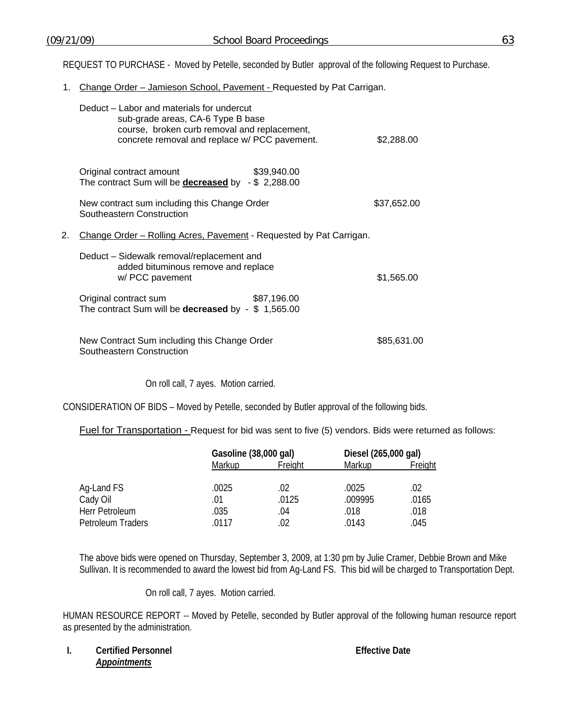REQUEST TO PURCHASE - Moved by Petelle, seconded by Butler approval of the following Request to Purchase.

1. Change Order – Jamieson School, Pavement - Requested by Pat Carrigan.

   Deduct – Labor and materials for undercut sub-grade areas, CA-6 Type B base course, broken curb removal and replacement, concrete removal and replace w/ PCC pavement. $2,288.00

   Original contract amount $39,940.00
   The contract Sum will be **decreased** by - $ 2,288.00

   New contract sum including this Change Order $37,652.00
   Southeastern Construction

2. Change Order – Rolling Acres, Pavement - Requested by Pat Carrigan.

   Deduct – Sidewalk removal/replacement and added bituminous remove and replace w/ PCC pavement $1,565.00

   Original contract sum $87,196.00
   The contract Sum will be **decreased** by - $ 1,565.00

   New Contract Sum including this Change Order $85,631.00
   Southeastern Construction

On roll call, 7 ayes. Motion carried.

CONSIDERATION OF BIDS – Moved by Petelle, seconded by Butler approval of the following bids.

Fuel for Transportation - Request for bid was sent to five (5) vendors. Bids were returned as follows:

| | Gasoline (38,000 gal) | | Diesel (265,000 gal) | |
|---|---|---|---|---|
| | Markup | Freight | Markup | Freight |
| Ag-Land FS | .0025 | .02 | .0025 | .02 |
| Cady Oil | .01 | .0125 | .009995 | .0165 |
| Herr Petroleum | .035 | .04 | .018 | .018 |
| Petroleum Traders | .0117 | .02 | .0143 | .045 |

The above bids were opened on Thursday, September 3, 2009, at 1:30 pm by Julie Cramer, Debbie Brown and Mike Sullivan. It is recommended to award the lowest bid from Ag-Land FS. This bid will be charged to Transportation Dept.

On roll call, 7 ayes. Motion carried.

HUMAN RESOURCE REPORT -- Moved by Petelle, seconded by Butler approval of the following human resource report as presented by the administration.

**I. Certified Personnel** **Effective Date**

***Appointments***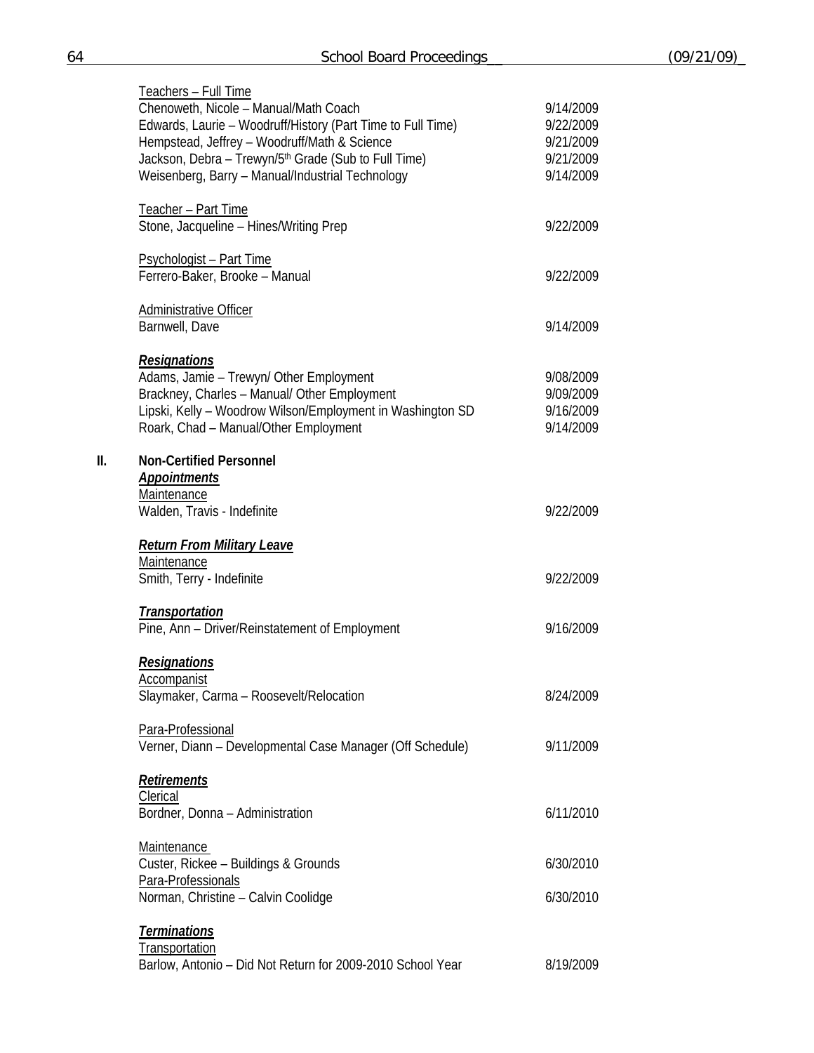Teachers – Full Time

| | |
|---|---|
| Chenoweth, Nicole – Manual/Math Coach | 9/14/2009 |
| Edwards, Laurie – Woodruff/History (Part Time to Full Time) | 9/22/2009 |
| Hempstead, Jeffrey – Woodruff/Math & Science | 9/21/2009 |
| Jackson, Debra – Trewyn/5th Grade (Sub to Full Time) | 9/21/2009 |
| Weisenberg, Barry – Manual/Industrial Technology | 9/14/2009 |

Teacher – Part Time

| | |
|---|---|
| Stone, Jacqueline – Hines/Writing Prep | 9/22/2009 |

Psychologist – Part Time

| | |
|---|---|
| Ferrero-Baker, Brooke – Manual | 9/22/2009 |

Administrative Officer

| | |
|---|---|
| Barnwell, Dave | 9/14/2009 |

***Resignations***

| | |
|---|---|
| Adams, Jamie – Trewyn/ Other Employment | 9/08/2009 |
| Brackney, Charles – Manual/ Other Employment | 9/09/2009 |
| Lipski, Kelly – Woodrow Wilson/Employment in Washington SD | 9/16/2009 |
| Roark, Chad – Manual/Other Employment | 9/14/2009 |

**II. Non-Certified Personnel**

***Appointments***

Maintenance

| | |
|---|---|
| Walden, Travis - Indefinite | 9/22/2009 |

***Return From Military Leave***

Maintenance

| | |
|---|---|
| Smith, Terry - Indefinite | 9/22/2009 |

***Transportation***

| | |
|---|---|
| Pine, Ann – Driver/Reinstatement of Employment | 9/16/2009 |

***Resignations***

Accompanist

| | |
|---|---|
| Slaymaker, Carma – Roosevelt/Relocation | 8/24/2009 |

Para-Professional

| | |
|---|---|
| Verner, Diann – Developmental Case Manager (Off Schedule) | 9/11/2009 |

***Retirements***

Clerical

| | |
|---|---|
| Bordner, Donna – Administration | 6/11/2010 |

Maintenance

| | |
|---|---|
| Custer, Rickee – Buildings & Grounds | 6/30/2010 |

Para-Professionals

| | |
|---|---|
| Norman, Christine – Calvin Coolidge | 6/30/2010 |

***Terminations***

Transportation

| | |
|---|---|
| Barlow, Antonio – Did Not Return for 2009-2010 School Year | 8/19/2009 |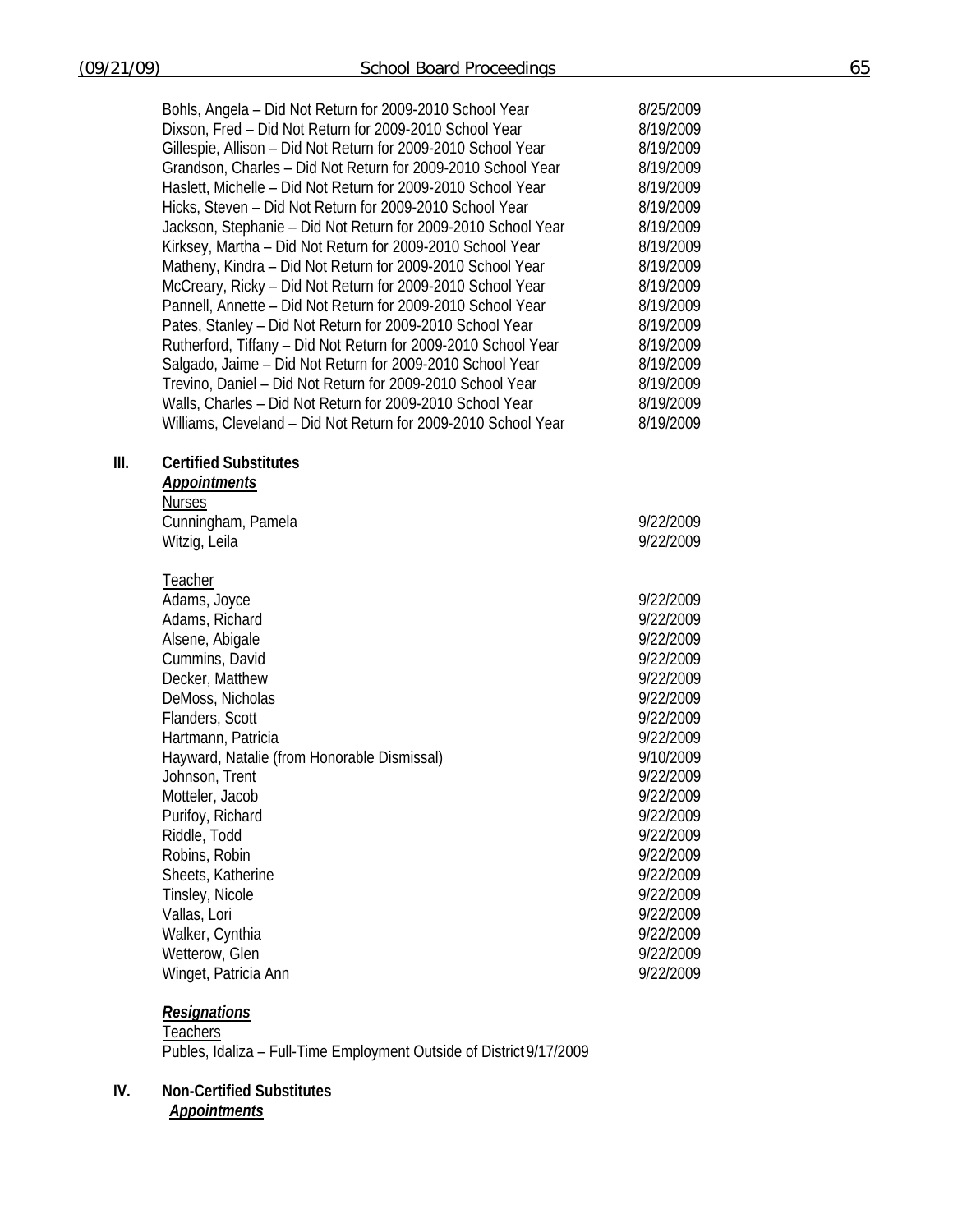Bohls, Angela – Did Not Return for 2009-2010 School Year 8/25/2009
Dixson, Fred – Did Not Return for 2009-2010 School Year 8/19/2009
Gillespie, Allison – Did Not Return for 2009-2010 School Year 8/19/2009
Grandson, Charles – Did Not Return for 2009-2010 School Year 8/19/2009
Haslett, Michelle – Did Not Return for 2009-2010 School Year 8/19/2009
Hicks, Steven – Did Not Return for 2009-2010 School Year 8/19/2009
Jackson, Stephanie – Did Not Return for 2009-2010 School Year 8/19/2009
Kirksey, Martha – Did Not Return for 2009-2010 School Year 8/19/2009
Matheny, Kindra – Did Not Return for 2009-2010 School Year 8/19/2009
McCreary, Ricky – Did Not Return for 2009-2010 School Year 8/19/2009
Pannell, Annette – Did Not Return for 2009-2010 School Year 8/19/2009
Pates, Stanley – Did Not Return for 2009-2010 School Year 8/19/2009
Rutherford, Tiffany – Did Not Return for 2009-2010 School Year 8/19/2009
Salgado, Jaime – Did Not Return for 2009-2010 School Year 8/19/2009
Trevino, Daniel – Did Not Return for 2009-2010 School Year 8/19/2009
Walls, Charles – Did Not Return for 2009-2010 School Year 8/19/2009
Williams, Cleveland – Did Not Return for 2009-2010 School Year 8/19/2009

## III. Certified Substitutes

***Appointments***

Nurses

Cunningham, Pamela 9/22/2009
Witzig, Leila 9/22/2009

Teacher

Adams, Joyce 9/22/2009
Adams, Richard 9/22/2009
Alsene, Abigale 9/22/2009
Cummins, David 9/22/2009
Decker, Matthew 9/22/2009
DeMoss, Nicholas 9/22/2009
Flanders, Scott 9/22/2009
Hartmann, Patricia 9/22/2009
Hayward, Natalie (from Honorable Dismissal) 9/10/2009
Johnson, Trent 9/22/2009
Motteler, Jacob 9/22/2009
Purifoy, Richard 9/22/2009
Riddle, Todd 9/22/2009
Robins, Robin 9/22/2009
Sheets, Katherine 9/22/2009
Tinsley, Nicole 9/22/2009
Vallas, Lori 9/22/2009
Walker, Cynthia 9/22/2009
Wetterow, Glen 9/22/2009
Winget, Patricia Ann 9/22/2009

***Resignations***

Teachers

Publes, Idaliza – Full-Time Employment Outside of District 9/17/2009

## IV. Non-Certified Substitutes

***Appointments***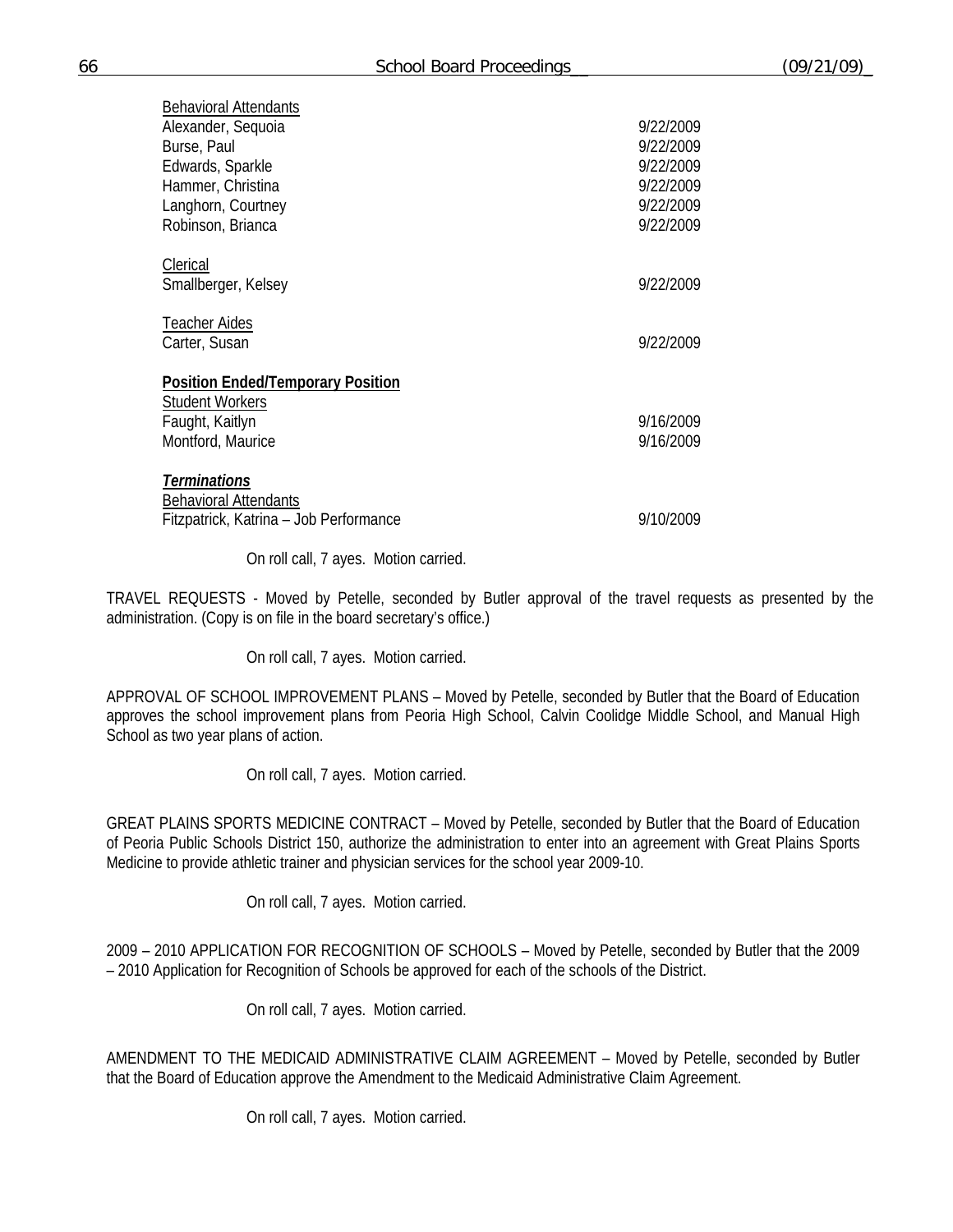Behavioral Attendants

| | |
|---|---|
| Alexander, Sequoia | 9/22/2009 |
| Burse, Paul | 9/22/2009 |
| Edwards, Sparkle | 9/22/2009 |
| Hammer, Christina | 9/22/2009 |
| Langhorn, Courtney | 9/22/2009 |
| Robinson, Brianca | 9/22/2009 |

Clerical

| | |
|---|---|
| Smallberger, Kelsey | 9/22/2009 |

Teacher Aides

| | |
|---|---|
| Carter, Susan | 9/22/2009 |

**Position Ended/Temporary Position**

Student Workers

| | |
|---|---|
| Faught, Kaitlyn | 9/16/2009 |
| Montford, Maurice | 9/16/2009 |

***Terminations***

Behavioral Attendants

| | |
|---|---|
| Fitzpatrick, Katrina – Job Performance | 9/10/2009 |

On roll call, 7 ayes. Motion carried.

TRAVEL REQUESTS - Moved by Petelle, seconded by Butler approval of the travel requests as presented by the administration. (Copy is on file in the board secretary's office.)

On roll call, 7 ayes. Motion carried.

APPROVAL OF SCHOOL IMPROVEMENT PLANS – Moved by Petelle, seconded by Butler that the Board of Education approves the school improvement plans from Peoria High School, Calvin Coolidge Middle School, and Manual High School as two year plans of action.

On roll call, 7 ayes. Motion carried.

GREAT PLAINS SPORTS MEDICINE CONTRACT – Moved by Petelle, seconded by Butler that the Board of Education of Peoria Public Schools District 150, authorize the administration to enter into an agreement with Great Plains Sports Medicine to provide athletic trainer and physician services for the school year 2009-10.

On roll call, 7 ayes. Motion carried.

2009 – 2010 APPLICATION FOR RECOGNITION OF SCHOOLS – Moved by Petelle, seconded by Butler that the 2009 – 2010 Application for Recognition of Schools be approved for each of the schools of the District.

On roll call, 7 ayes. Motion carried.

AMENDMENT TO THE MEDICAID ADMINISTRATIVE CLAIM AGREEMENT – Moved by Petelle, seconded by Butler that the Board of Education approve the Amendment to the Medicaid Administrative Claim Agreement.

On roll call, 7 ayes. Motion carried.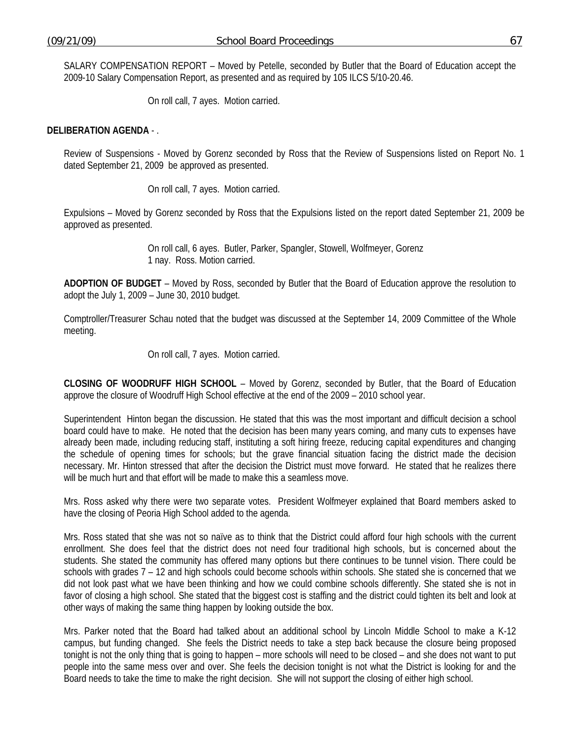SALARY COMPENSATION REPORT – Moved by Petelle, seconded by Butler that the Board of Education accept the 2009-10 Salary Compensation Report, as presented and as required by 105 ILCS 5/10-20.46.

On roll call, 7 ayes. Motion carried.

**DELIBERATION AGENDA** - .

Review of Suspensions - Moved by Gorenz seconded by Ross that the Review of Suspensions listed on Report No. 1 dated September 21, 2009 be approved as presented.

On roll call, 7 ayes. Motion carried.

Expulsions – Moved by Gorenz seconded by Ross that the Expulsions listed on the report dated September 21, 2009 be approved as presented.

On roll call, 6 ayes. Butler, Parker, Spangler, Stowell, Wolfmeyer, Gorenz
1 nay. Ross. Motion carried.

**ADOPTION OF BUDGET** – Moved by Ross, seconded by Butler that the Board of Education approve the resolution to adopt the July 1, 2009 – June 30, 2010 budget.

Comptroller/Treasurer Schau noted that the budget was discussed at the September 14, 2009 Committee of the Whole meeting.

On roll call, 7 ayes. Motion carried.

**CLOSING OF WOODRUFF HIGH SCHOOL** – Moved by Gorenz, seconded by Butler, that the Board of Education approve the closure of Woodruff High School effective at the end of the 2009 – 2010 school year.

Superintendent Hinton began the discussion. He stated that this was the most important and difficult decision a school board could have to make. He noted that the decision has been many years coming, and many cuts to expenses have already been made, including reducing staff, instituting a soft hiring freeze, reducing capital expenditures and changing the schedule of opening times for schools; but the grave financial situation facing the district made the decision necessary. Mr. Hinton stressed that after the decision the District must move forward. He stated that he realizes there will be much hurt and that effort will be made to make this a seamless move.

Mrs. Ross asked why there were two separate votes. President Wolfmeyer explained that Board members asked to have the closing of Peoria High School added to the agenda.

Mrs. Ross stated that she was not so naïve as to think that the District could afford four high schools with the current enrollment. She does feel that the district does not need four traditional high schools, but is concerned about the students. She stated the community has offered many options but there continues to be tunnel vision. There could be schools with grades 7 – 12 and high schools could become schools within schools. She stated she is concerned that we did not look past what we have been thinking and how we could combine schools differently. She stated she is not in favor of closing a high school. She stated that the biggest cost is staffing and the district could tighten its belt and look at other ways of making the same thing happen by looking outside the box.

Mrs. Parker noted that the Board had talked about an additional school by Lincoln Middle School to make a K-12 campus, but funding changed. She feels the District needs to take a step back because the closure being proposed tonight is not the only thing that is going to happen – more schools will need to be closed – and she does not want to put people into the same mess over and over. She feels the decision tonight is not what the District is looking for and the Board needs to take the time to make the right decision. She will not support the closing of either high school.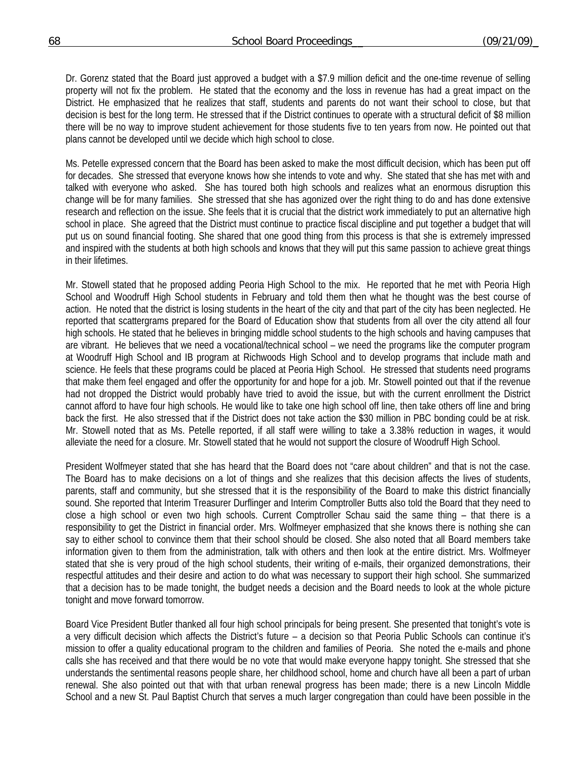Dr. Gorenz stated that the Board just approved a budget with a $7.9 million deficit and the one-time revenue of selling property will not fix the problem. He stated that the economy and the loss in revenue has had a great impact on the District. He emphasized that he realizes that staff, students and parents do not want their school to close, but that decision is best for the long term. He stressed that if the District continues to operate with a structural deficit of $8 million there will be no way to improve student achievement for those students five to ten years from now. He pointed out that plans cannot be developed until we decide which high school to close.

Ms. Petelle expressed concern that the Board has been asked to make the most difficult decision, which has been put off for decades. She stressed that everyone knows how she intends to vote and why. She stated that she has met with and talked with everyone who asked. She has toured both high schools and realizes what an enormous disruption this change will be for many families. She stressed that she has agonized over the right thing to do and has done extensive research and reflection on the issue. She feels that it is crucial that the district work immediately to put an alternative high school in place. She agreed that the District must continue to practice fiscal discipline and put together a budget that will put us on sound financial footing. She shared that one good thing from this process is that she is extremely impressed and inspired with the students at both high schools and knows that they will put this same passion to achieve great things in their lifetimes.

Mr. Stowell stated that he proposed adding Peoria High School to the mix. He reported that he met with Peoria High School and Woodruff High School students in February and told them then what he thought was the best course of action. He noted that the district is losing students in the heart of the city and that part of the city has been neglected. He reported that scattergrams prepared for the Board of Education show that students from all over the city attend all four high schools. He stated that he believes in bringing middle school students to the high schools and having campuses that are vibrant. He believes that we need a vocational/technical school – we need the programs like the computer program at Woodruff High School and IB program at Richwoods High School and to develop programs that include math and science. He feels that these programs could be placed at Peoria High School. He stressed that students need programs that make them feel engaged and offer the opportunity for and hope for a job. Mr. Stowell pointed out that if the revenue had not dropped the District would probably have tried to avoid the issue, but with the current enrollment the District cannot afford to have four high schools. He would like to take one high school off line, then take others off line and bring back the first. He also stressed that if the District does not take action the $30 million in PBC bonding could be at risk. Mr. Stowell noted that as Ms. Petelle reported, if all staff were willing to take a 3.38% reduction in wages, it would alleviate the need for a closure. Mr. Stowell stated that he would not support the closure of Woodruff High School.

President Wolfmeyer stated that she has heard that the Board does not "care about children" and that is not the case. The Board has to make decisions on a lot of things and she realizes that this decision affects the lives of students, parents, staff and community, but she stressed that it is the responsibility of the Board to make this district financially sound. She reported that Interim Treasurer Durflinger and Interim Comptroller Butts also told the Board that they need to close a high school or even two high schools. Current Comptroller Schau said the same thing – that there is a responsibility to get the District in financial order. Mrs. Wolfmeyer emphasized that she knows there is nothing she can say to either school to convince them that their school should be closed. She also noted that all Board members take information given to them from the administration, talk with others and then look at the entire district. Mrs. Wolfmeyer stated that she is very proud of the high school students, their writing of e-mails, their organized demonstrations, their respectful attitudes and their desire and action to do what was necessary to support their high school. She summarized that a decision has to be made tonight, the budget needs a decision and the Board needs to look at the whole picture tonight and move forward tomorrow.

Board Vice President Butler thanked all four high school principals for being present. She presented that tonight's vote is a very difficult decision which affects the District's future – a decision so that Peoria Public Schools can continue it's mission to offer a quality educational program to the children and families of Peoria. She noted the e-mails and phone calls she has received and that there would be no vote that would make everyone happy tonight. She stressed that she understands the sentimental reasons people share, her childhood school, home and church have all been a part of urban renewal. She also pointed out that with that urban renewal progress has been made; there is a new Lincoln Middle School and a new St. Paul Baptist Church that serves a much larger congregation than could have been possible in the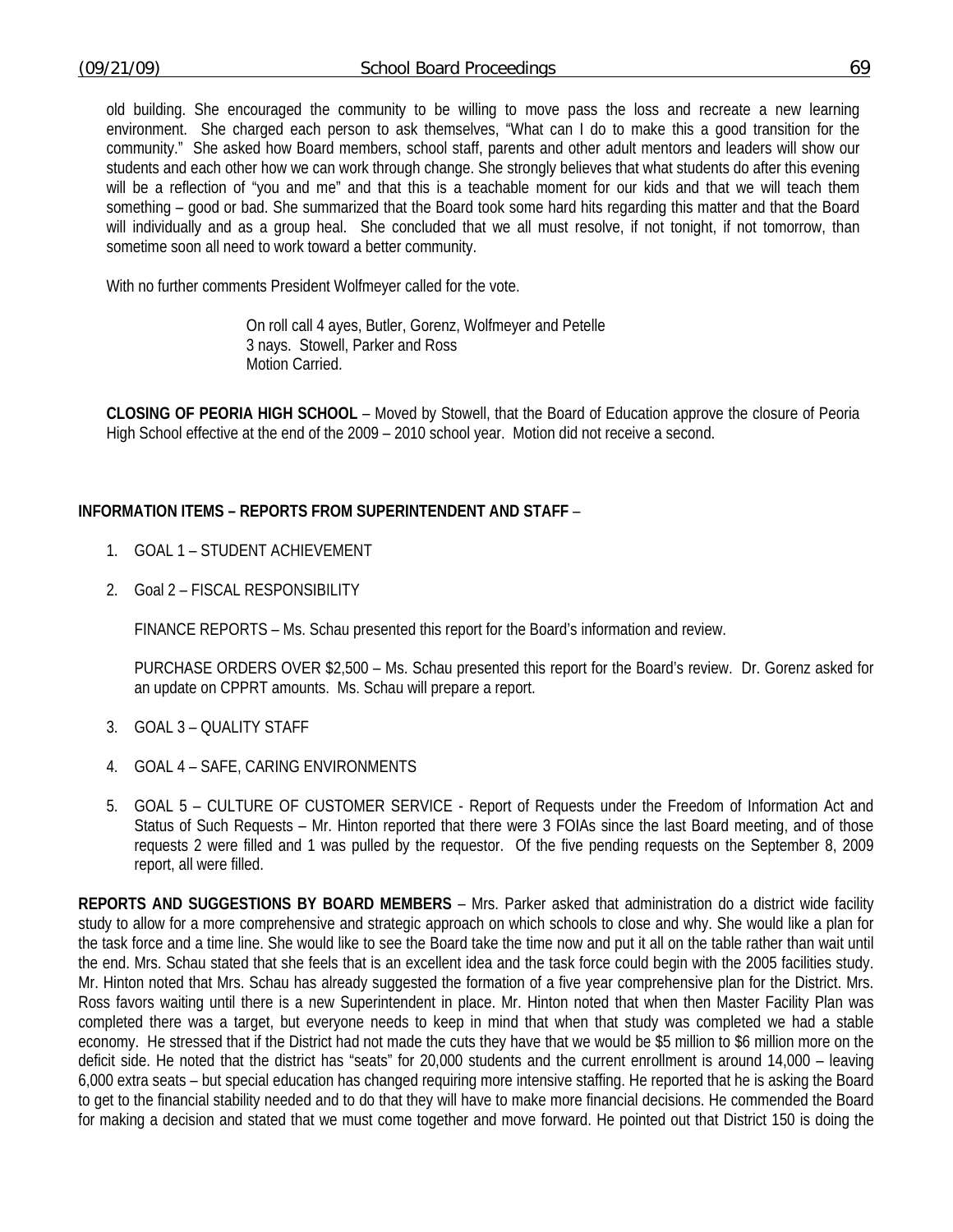old building. She encouraged the community to be willing to move pass the loss and recreate a new learning environment. She charged each person to ask themselves, "What can I do to make this a good transition for the community." She asked how Board members, school staff, parents and other adult mentors and leaders will show our students and each other how we can work through change. She strongly believes that what students do after this evening will be a reflection of "you and me" and that this is a teachable moment for our kids and that we will teach them something – good or bad. She summarized that the Board took some hard hits regarding this matter and that the Board will individually and as a group heal. She concluded that we all must resolve, if not tonight, if not tomorrow, than sometime soon all need to work toward a better community.

With no further comments President Wolfmeyer called for the vote.

On roll call 4 ayes, Butler, Gorenz, Wolfmeyer and Petelle
3 nays. Stowell, Parker and Ross
Motion Carried.

**CLOSING OF PEORIA HIGH SCHOOL** – Moved by Stowell, that the Board of Education approve the closure of Peoria High School effective at the end of the 2009 – 2010 school year. Motion did not receive a second.

**INFORMATION ITEMS – REPORTS FROM SUPERINTENDENT AND STAFF** –

1. GOAL 1 – STUDENT ACHIEVEMENT

2. Goal 2 – FISCAL RESPONSIBILITY

   FINANCE REPORTS – Ms. Schau presented this report for the Board's information and review.

   PURCHASE ORDERS OVER $2,500 – Ms. Schau presented this report for the Board's review. Dr. Gorenz asked for an update on CPPRT amounts. Ms. Schau will prepare a report.

3. GOAL 3 – QUALITY STAFF

4. GOAL 4 – SAFE, CARING ENVIRONMENTS

5. GOAL 5 – CULTURE OF CUSTOMER SERVICE - Report of Requests under the Freedom of Information Act and Status of Such Requests – Mr. Hinton reported that there were 3 FOIAs since the last Board meeting, and of those requests 2 were filled and 1 was pulled by the requestor. Of the five pending requests on the September 8, 2009 report, all were filled.

**REPORTS AND SUGGESTIONS BY BOARD MEMBERS** – Mrs. Parker asked that administration do a district wide facility study to allow for a more comprehensive and strategic approach on which schools to close and why. She would like a plan for the task force and a time line. She would like to see the Board take the time now and put it all on the table rather than wait until the end. Mrs. Schau stated that she feels that is an excellent idea and the task force could begin with the 2005 facilities study. Mr. Hinton noted that Mrs. Schau has already suggested the formation of a five year comprehensive plan for the District. Mrs. Ross favors waiting until there is a new Superintendent in place. Mr. Hinton noted that when then Master Facility Plan was completed there was a target, but everyone needs to keep in mind that when that study was completed we had a stable economy. He stressed that if the District had not made the cuts they have that we would be $5 million to $6 million more on the deficit side. He noted that the district has "seats" for 20,000 students and the current enrollment is around 14,000 – leaving 6,000 extra seats – but special education has changed requiring more intensive staffing. He reported that he is asking the Board to get to the financial stability needed and to do that they will have to make more financial decisions. He commended the Board for making a decision and stated that we must come together and move forward. He pointed out that District 150 is doing the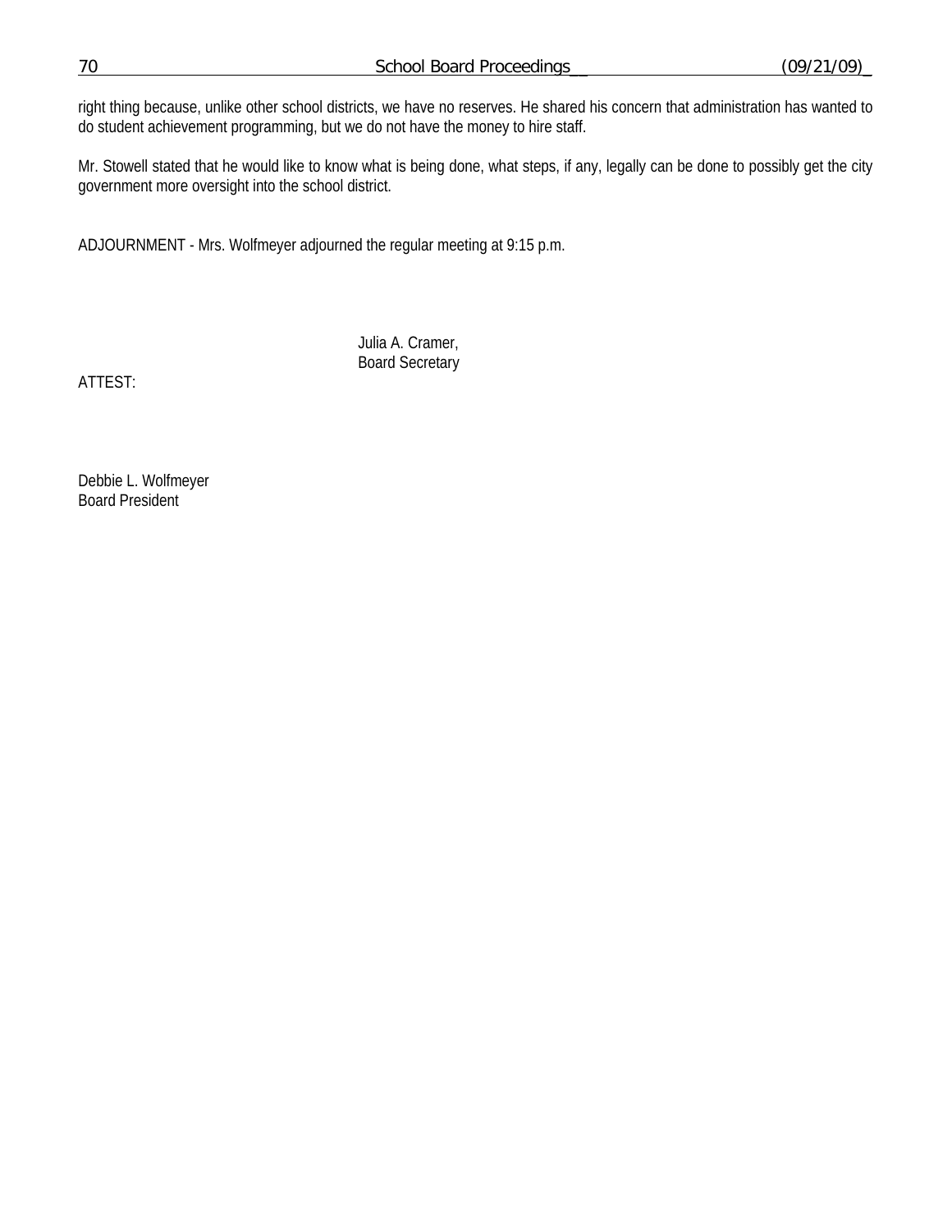right thing because, unlike other school districts, we have no reserves. He shared his concern that administration has wanted to do student achievement programming, but we do not have the money to hire staff.

Mr. Stowell stated that he would like to know what is being done, what steps, if any, legally can be done to possibly get the city government more oversight into the school district.

ADJOURNMENT - Mrs. Wolfmeyer adjourned the regular meeting at 9:15 p.m.

Julia A. Cramer,
Board Secretary

ATTEST:

Debbie L. Wolfmeyer
Board President